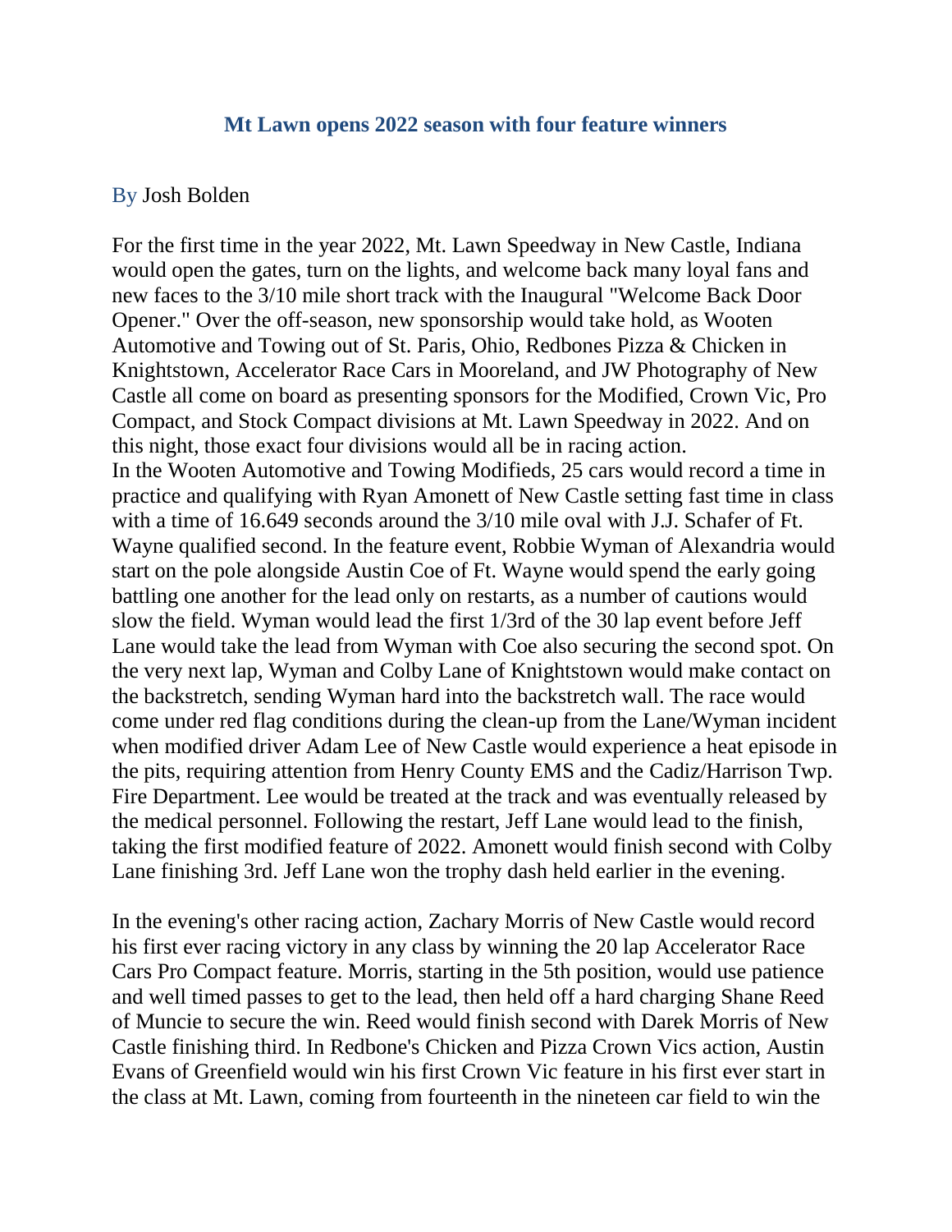## Mt Lawn opens 2022 season with four feature winners

By Josh Bolden

For the first time in the year 2022, Mt. Lawn Speedway in New Castle, Indiana would open the gates, turn on the lights, and welcome back many loyal fans and new faces to the 3/10 mile short track with the Inaugural "Welcome Back Door Opener." Over the off-season, new sponsorship would take hold, as Wooten Automotive and Towing out of St. Paris, Ohio, Redbones Pizza & Chicken in Knightstown, Accelerator Race Cars in Mooreland, and JW Photography of New Castle all come on board as presenting sponsors for the Modified, Crown Vic, Pro Compact, and Stock Compact divisions at Mt. Lawn Speedway in 2022. And on this night, those exact four divisions would all be in racing action.

In the Wooten Automotive and Towing Modifieds, 25 cars would record a time in practice and qualifying with Ryan Amonett of New Castle setting fast time in class with a time of 16.649 seconds around the 3/10 mile oval with J.J. Schafer of Ft. Wayne qualified second. In the feature event, Robbie Wyman of Alexandria would start on the pole alongside Austin Coe of Ft. Wayne would spend the early going battling one another for the lead only on restarts, as a number of cautions would slow the field. Wyman would lead the first 1/3rd of the 30 lap event before Jeff Lane would take the lead from Wyman with Coe also securing the second spot. On the very next lap, Wyman and Colby Lane of Knightstown would make contact on the backstretch, sending Wyman hard into the backstretch wall. The race would come under red flag conditions during the clean-up from the Lane/Wyman incident when modified driver Adam Lee of New Castle would experience a heat episode in the pits, requiring attention from Henry County EMS and the Cadiz/Harrison Twp. Fire Department. Lee would be treated at the track and was eventually released by the medical personnel. Following the restart, Jeff Lane would lead to the finish, taking the first modified feature of 2022. Amonett would finish second with Colby Lane finishing 3rd. Jeff Lane won the trophy dash held earlier in the evening.

In the evening's other racing action, Zachary Morris of New Castle would record his first ever racing victory in any class by winning the 20 lap Accelerator Race Cars Pro Compact feature. Morris, starting in the 5th position, would use patience and well timed passes to get to the lead, then held off a hard charging Shane Reed of Muncie to secure the win. Reed would finish second with Darek Morris of New Castle finishing third. In Redbone's Chicken and Pizza Crown Vics action, Austin Evans of Greenfield would win his first Crown Vic feature in his first ever start in the class at Mt. Lawn, coming from fourteenth in the nineteen car field to win the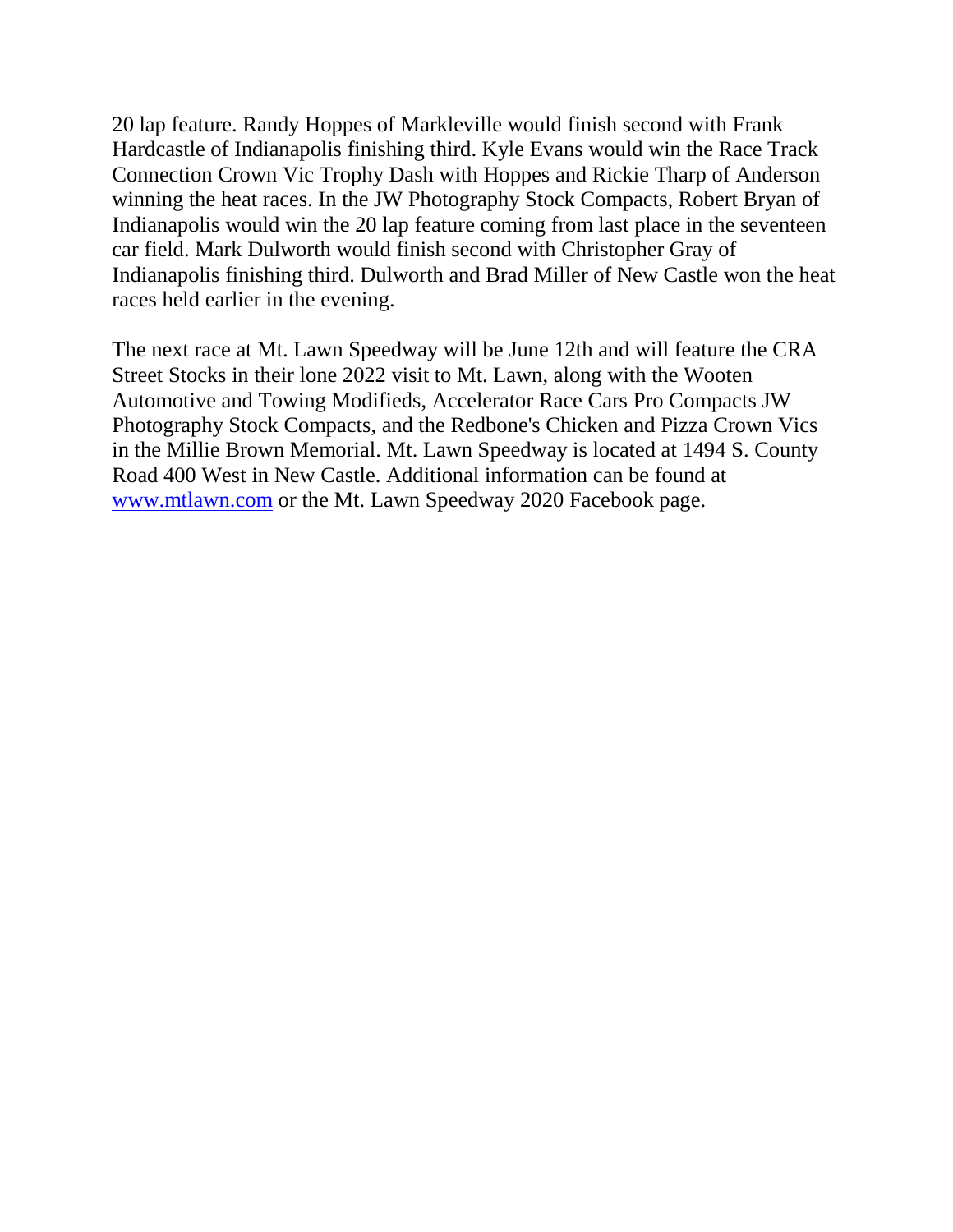20 lap feature. Randy Hoppes of Markleville would finish second with Frank Hardcastle of Indianapolis finishing third. Kyle Evans would win the Race Track Connection Crown Vic Trophy Dash with Hoppes and Rickie Tharp of Anderson winning the heat races. In the JW Photography Stock Compacts, Robert Bryan of Indianapolis would win the 20 lap feature coming from last place in the seventeen car field. Mark Dulworth would finish second with Christopher Gray of Indianapolis finishing third. Dulworth and Brad Miller of New Castle won the heat races held earlier in the evening.

The next race at Mt. Lawn Speedway will be June 12th and will feature the CRA Street Stocks in their lone 2022 visit to Mt. Lawn, along with the Wooten Automotive and Towing Modifieds, Accelerator Race Cars Pro Compacts JW Photography Stock Compacts, and the Redbone's Chicken and Pizza Crown Vics in the Millie Brown Memorial. Mt. Lawn Speedway is located at 1494 S. County Road 400 West in New Castle. Additional information can be found at [www.mtlawn.com](http://www.mtlawn.com) or the Mt. Lawn Speedway 2020 Facebook page.